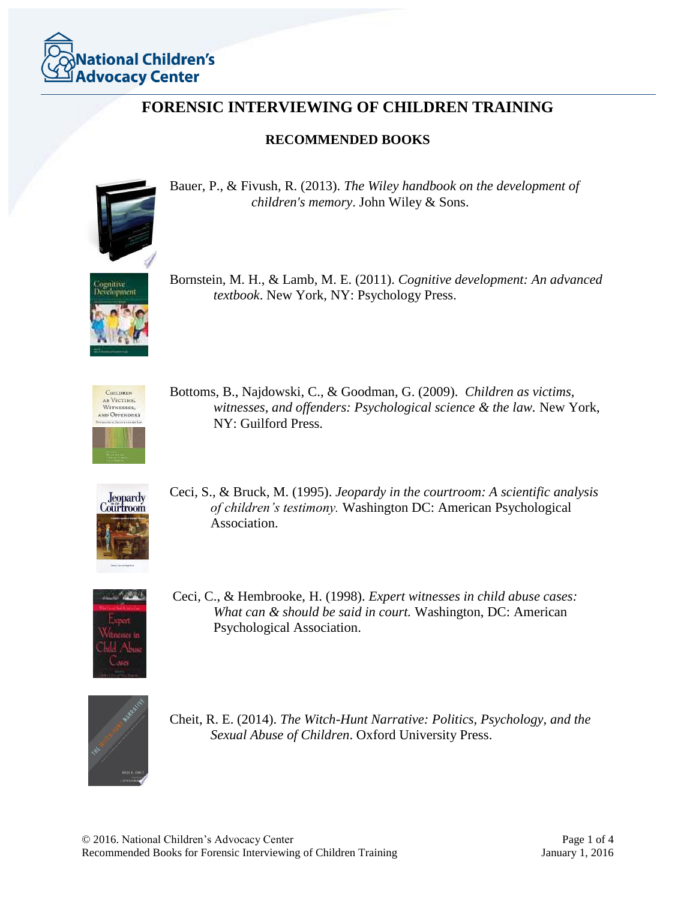National Children's Advocacy Center

# FORENSIC INTERVIEWING OF CHILDREN TRAINING

## RECOMMENDED BOOKS

Bauer, P., & Fivush, R. (2013). *The Wiley handbook on the development of children's memory*. John Wiley & Sons.

Bornstein, M. H., & Lamb, M. E. (2011). *Cognitive development: An advanced textbook*. New York, NY: Psychology Press.

Bottoms, B., Najdowski, C., & Goodman, G. (2009). *Children as victims, witnesses, and offenders: Psychological science & the law.* New York, NY: Guilford Press.

Ceci, S., & Bruck, M. (1995). *Jeopardy in the courtroom: A scientific analysis of children's testimony.* Washington DC: American Psychological Association.

Ceci, C., & Hembrooke, H. (1998). *Expert witnesses in child abuse cases: What can & should be said in court.* Washington, DC: American Psychological Association.

Cheit, R. E. (2014). *The Witch-Hunt Narrative: Politics, Psychology, and the Sexual Abuse of Children*. Oxford University Press.

© 2016. National Children's Advocacy Center
Recommended Books for Forensic Interviewing of Children Training
January 1, 2016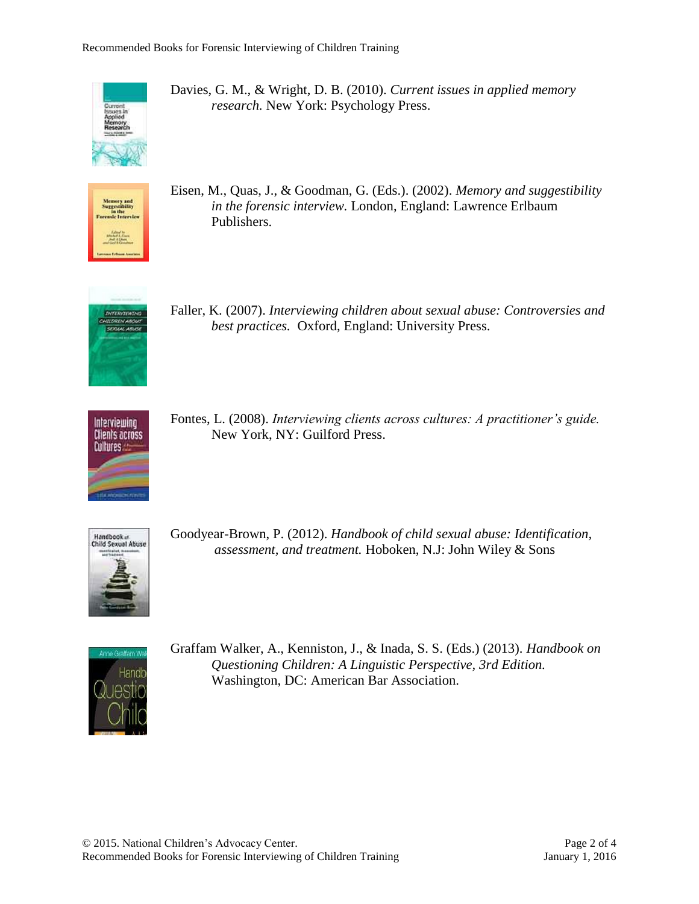Davies, G. M., & Wright, D. B. (2010). *Current issues in applied memory research.* New York: Psychology Press.

Eisen, M., Quas, J., & Goodman, G. (Eds.). (2002). *Memory and suggestibility in the forensic interview.* London, England: Lawrence Erlbaum Publishers.

Faller, K. (2007). *Interviewing children about sexual abuse: Controversies and best practices.* Oxford, England: University Press.

Fontes, L. (2008). *Interviewing clients across cultures: A practitioner's guide.* New York, NY: Guilford Press.

Goodyear-Brown, P. (2012). *Handbook of child sexual abuse: Identification, assessment, and treatment.* Hoboken, N.J: John Wiley & Sons

Graffam Walker, A., Kenniston, J., & Inada, S. S. (Eds.) (2013). *Handbook on Questioning Children: A Linguistic Perspective, 3rd Edition.* Washington, DC: American Bar Association.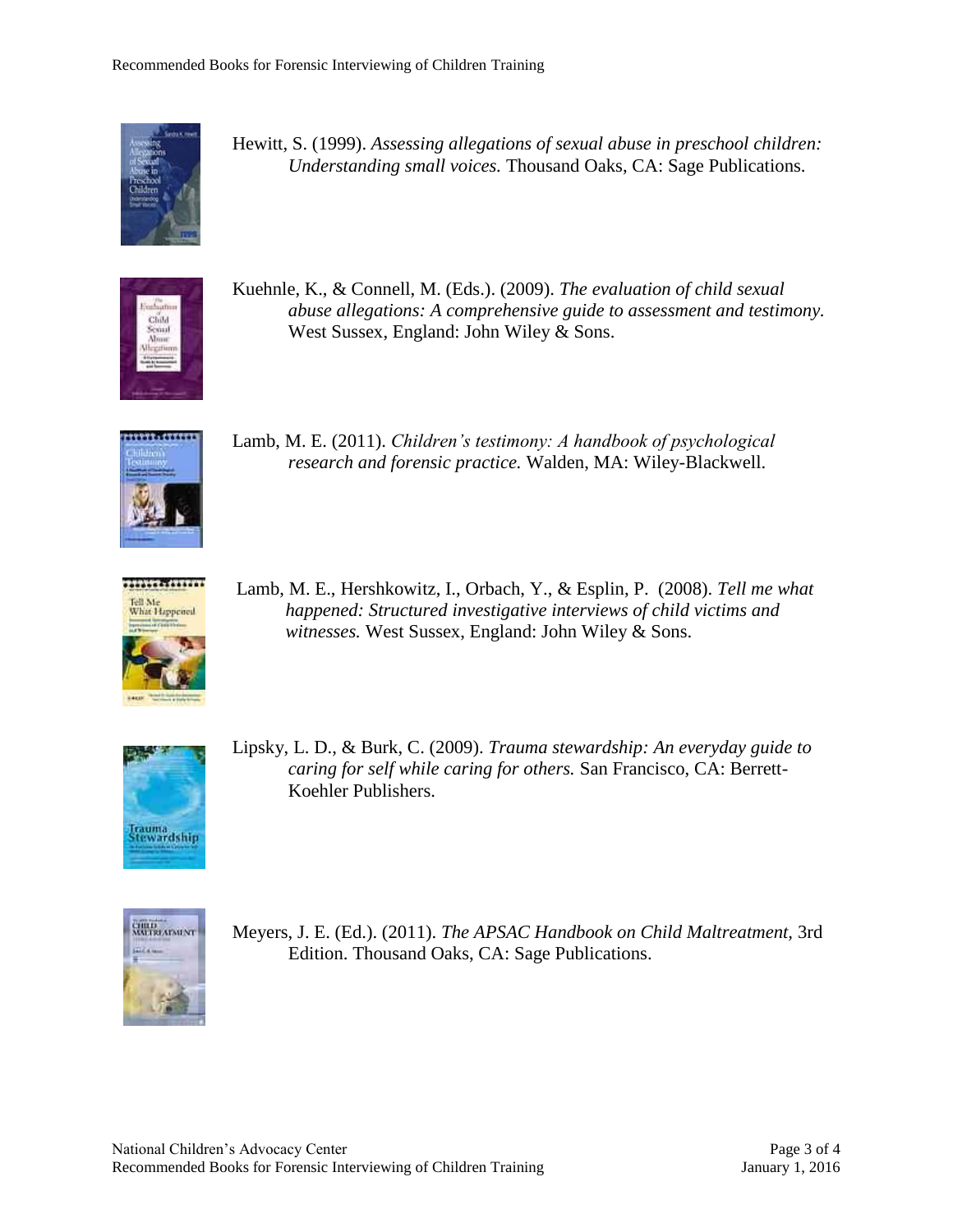Hewitt, S. (1999). *Assessing allegations of sexual abuse in preschool children: Understanding small voices.* Thousand Oaks, CA: Sage Publications.

Kuehnle, K., & Connell, M. (Eds.). (2009). *The evaluation of child sexual abuse allegations: A comprehensive guide to assessment and testimony.* West Sussex, England: John Wiley & Sons.

Lamb, M. E. (2011). *Children's testimony: A handbook of psychological research and forensic practice.* Walden, MA: Wiley-Blackwell.

Lamb, M. E., Hershkowitz, I., Orbach, Y., & Esplin, P. (2008). *Tell me what happened: Structured investigative interviews of child victims and witnesses.* West Sussex, England: John Wiley & Sons.

Lipsky, L. D., & Burk, C. (2009). *Trauma stewardship: An everyday guide to caring for self while caring for others.* San Francisco, CA: Berrett-Koehler Publishers.

Meyers, J. E. (Ed.). (2011). *The APSAC Handbook on Child Maltreatment*, 3rd Edition. Thousand Oaks, CA: Sage Publications.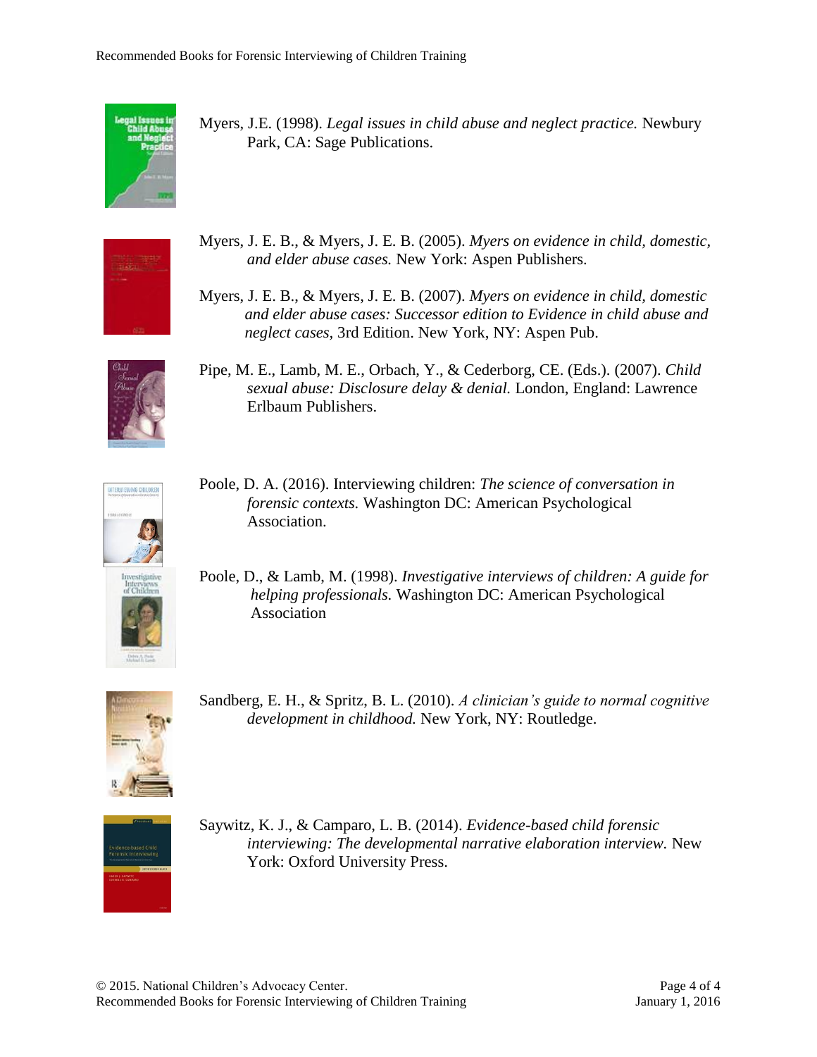Myers, J.E. (1998). *Legal issues in child abuse and neglect practice.* Newbury Park, CA: Sage Publications.

Myers, J. E. B., & Myers, J. E. B. (2005). *Myers on evidence in child, domestic, and elder abuse cases.* New York: Aspen Publishers.

Myers, J. E. B., & Myers, J. E. B. (2007). *Myers on evidence in child, domestic and elder abuse cases: Successor edition to Evidence in child abuse and neglect cases*, 3rd Edition. New York, NY: Aspen Pub.

Pipe, M. E., Lamb, M. E., Orbach, Y., & Cederborg, CE. (Eds.). (2007). *Child sexual abuse: Disclosure delay & denial.* London, England: Lawrence Erlbaum Publishers.

Poole, D. A. (2016). Interviewing children: *The science of conversation in forensic contexts.* Washington DC: American Psychological Association.

Poole, D., & Lamb, M. (1998). *Investigative interviews of children: A guide for helping professionals.* Washington DC: American Psychological Association

Sandberg, E. H., & Spritz, B. L. (2010). *A clinician's guide to normal cognitive development in childhood.* New York, NY: Routledge.

Saywitz, K. J., & Camparo, L. B. (2014). *Evidence-based child forensic interviewing: The developmental narrative elaboration interview.* New York: Oxford University Press.